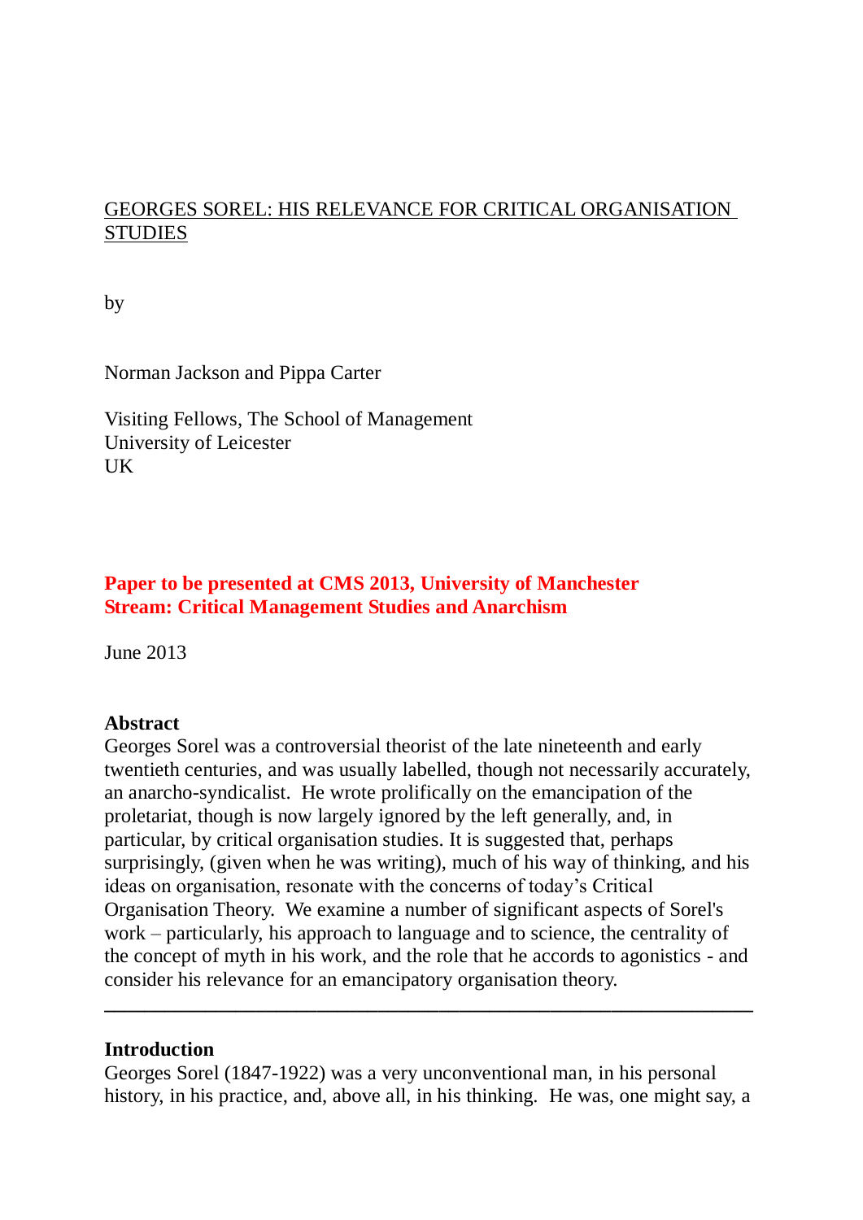# GEORGES SOREL: HIS RELEVANCE FOR CRITICAL ORGANISATION STUDIES

by

Norman Jackson and Pippa Carter

Visiting Fellows, The School of Management
University of Leicester
UK

**Paper to be presented at CMS 2013, University of Manchester**
**Stream: Critical Management Studies and Anarchism**

June 2013

**Abstract**

Georges Sorel was a controversial theorist of the late nineteenth and early twentieth centuries, and was usually labelled, though not necessarily accurately, an anarcho-syndicalist. He wrote prolifically on the emancipation of the proletariat, though is now largely ignored by the left generally, and, in particular, by critical organisation studies. It is suggested that, perhaps surprisingly, (given when he was writing), much of his way of thinking, and his ideas on organisation, resonate with the concerns of today's Critical Organisation Theory. We examine a number of significant aspects of Sorel's work – particularly, his approach to language and to science, the centrality of the concept of myth in his work, and the role that he accords to agonistics - and consider his relevance for an emancipatory organisation theory.

---

**Introduction**

Georges Sorel (1847-1922) was a very unconventional man, in his personal history, in his practice, and, above all, in his thinking. He was, one might say, a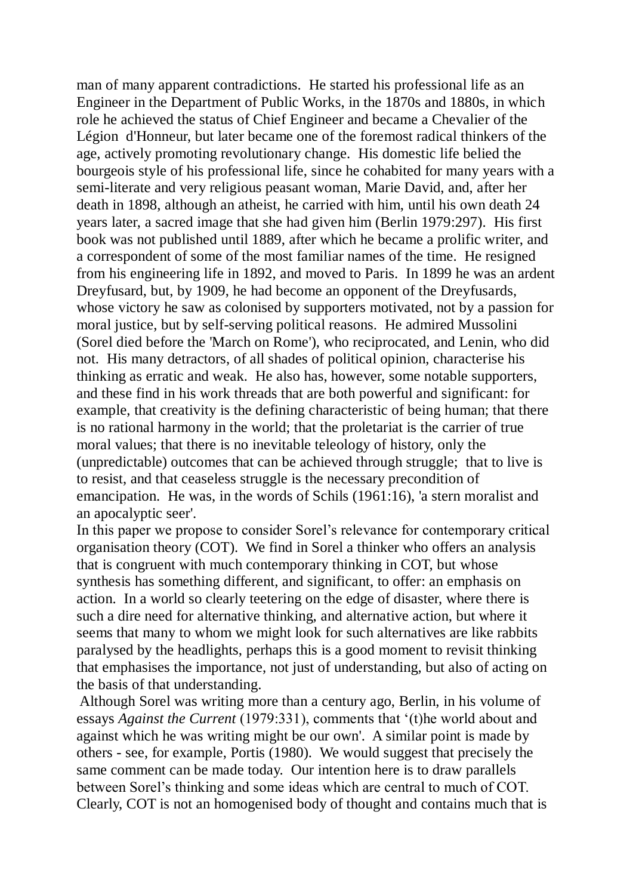man of many apparent contradictions. He started his professional life as an Engineer in the Department of Public Works, in the 1870s and 1880s, in which role he achieved the status of Chief Engineer and became a Chevalier of the Légion d'Honneur, but later became one of the foremost radical thinkers of the age, actively promoting revolutionary change. His domestic life belied the bourgeois style of his professional life, since he cohabited for many years with a semi-literate and very religious peasant woman, Marie David, and, after her death in 1898, although an atheist, he carried with him, until his own death 24 years later, a sacred image that she had given him (Berlin 1979:297). His first book was not published until 1889, after which he became a prolific writer, and a correspondent of some of the most familiar names of the time. He resigned from his engineering life in 1892, and moved to Paris. In 1899 he was an ardent Dreyfusard, but, by 1909, he had become an opponent of the Dreyfusards, whose victory he saw as colonised by supporters motivated, not by a passion for moral justice, but by self-serving political reasons. He admired Mussolini (Sorel died before the 'March on Rome'), who reciprocated, and Lenin, who did not. His many detractors, of all shades of political opinion, characterise his thinking as erratic and weak. He also has, however, some notable supporters, and these find in his work threads that are both powerful and significant: for example, that creativity is the defining characteristic of being human; that there is no rational harmony in the world; that the proletariat is the carrier of true moral values; that there is no inevitable teleology of history, only the (unpredictable) outcomes that can be achieved through struggle; that to live is to resist, and that ceaseless struggle is the necessary precondition of emancipation. He was, in the words of Schils (1961:16), 'a stern moralist and an apocalyptic seer'.

In this paper we propose to consider Sorel's relevance for contemporary critical organisation theory (COT). We find in Sorel a thinker who offers an analysis that is congruent with much contemporary thinking in COT, but whose synthesis has something different, and significant, to offer: an emphasis on action. In a world so clearly teetering on the edge of disaster, where there is such a dire need for alternative thinking, and alternative action, but where it seems that many to whom we might look for such alternatives are like rabbits paralysed by the headlights, perhaps this is a good moment to revisit thinking that emphasises the importance, not just of understanding, but also of acting on the basis of that understanding.

Although Sorel was writing more than a century ago, Berlin, in his volume of essays *Against the Current* (1979:331), comments that '(t)he world about and against which he was writing might be our own'. A similar point is made by others - see, for example, Portis (1980). We would suggest that precisely the same comment can be made today. Our intention here is to draw parallels between Sorel's thinking and some ideas which are central to much of COT. Clearly, COT is not an homogenised body of thought and contains much that is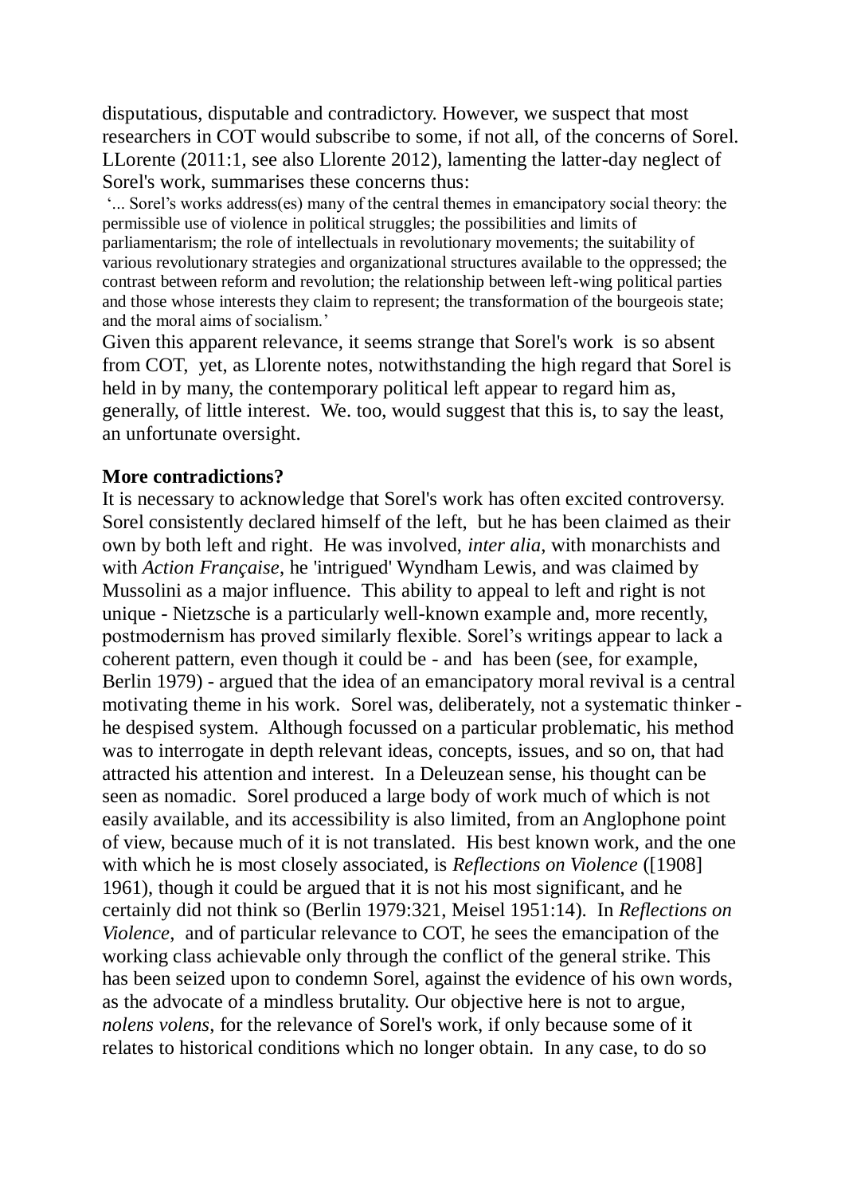disputatious, disputable and contradictory. However, we suspect that most researchers in COT would subscribe to some, if not all, of the concerns of Sorel. LLorente (2011:1, see also Llorente 2012), lamenting the latter-day neglect of Sorel's work, summarises these concerns thus:

'... Sorel's works address(es) many of the central themes in emancipatory social theory: the permissible use of violence in political struggles; the possibilities and limits of parliamentarism; the role of intellectuals in revolutionary movements; the suitability of various revolutionary strategies and organizational structures available to the oppressed; the contrast between reform and revolution; the relationship between left-wing political parties and those whose interests they claim to represent; the transformation of the bourgeois state; and the moral aims of socialism.'

Given this apparent relevance, it seems strange that Sorel's work is so absent from COT, yet, as Llorente notes, notwithstanding the high regard that Sorel is held in by many, the contemporary political left appear to regard him as, generally, of little interest. We. too, would suggest that this is, to say the least, an unfortunate oversight.

**More contradictions?**

It is necessary to acknowledge that Sorel's work has often excited controversy. Sorel consistently declared himself of the left, but he has been claimed as their own by both left and right. He was involved, *inter alia*, with monarchists and with *Action Française*, he 'intrigued' Wyndham Lewis, and was claimed by Mussolini as a major influence. This ability to appeal to left and right is not unique - Nietzsche is a particularly well-known example and, more recently, postmodernism has proved similarly flexible. Sorel's writings appear to lack a coherent pattern, even though it could be - and has been (see, for example, Berlin 1979) - argued that the idea of an emancipatory moral revival is a central motivating theme in his work. Sorel was, deliberately, not a systematic thinker - he despised system. Although focussed on a particular problematic, his method was to interrogate in depth relevant ideas, concepts, issues, and so on, that had attracted his attention and interest. In a Deleuzean sense, his thought can be seen as nomadic. Sorel produced a large body of work much of which is not easily available, and its accessibility is also limited, from an Anglophone point of view, because much of it is not translated. His best known work, and the one with which he is most closely associated, is *Reflections on Violence* ([1908] 1961), though it could be argued that it is not his most significant, and he certainly did not think so (Berlin 1979:321, Meisel 1951:14). In *Reflections on Violence*, and of particular relevance to COT, he sees the emancipation of the working class achievable only through the conflict of the general strike. This has been seized upon to condemn Sorel, against the evidence of his own words, as the advocate of a mindless brutality. Our objective here is not to argue, *nolens volens*, for the relevance of Sorel's work, if only because some of it relates to historical conditions which no longer obtain. In any case, to do so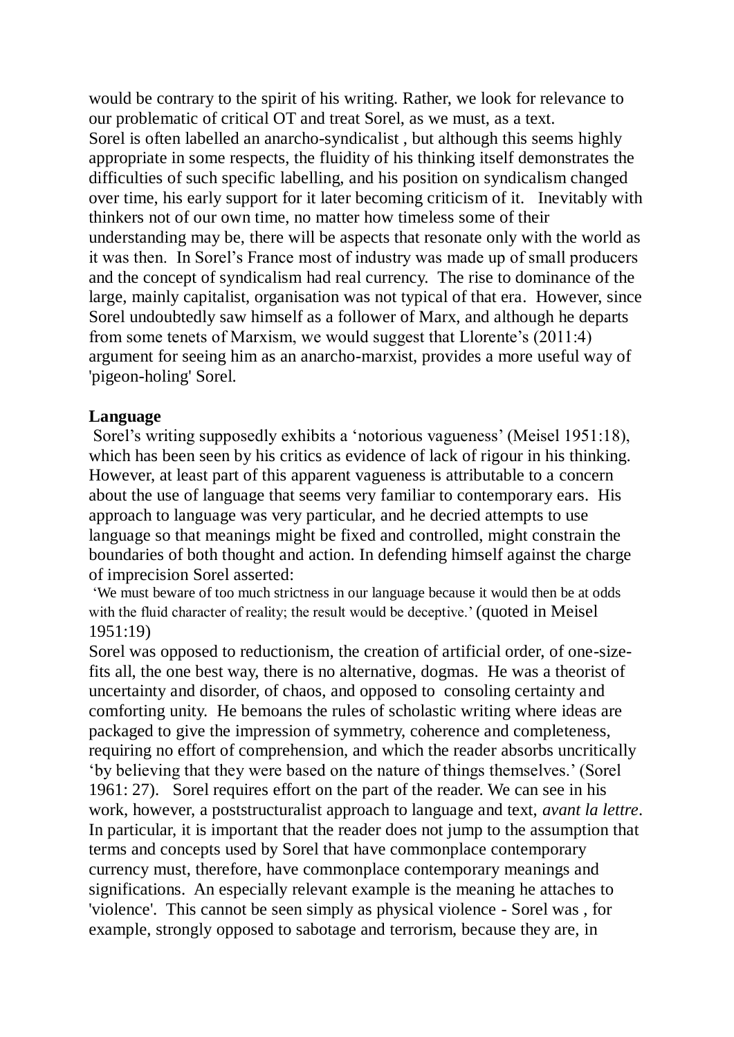would be contrary to the spirit of his writing. Rather, we look for relevance to our problematic of critical OT and treat Sorel, as we must, as a text.
Sorel is often labelled an anarcho-syndicalist , but although this seems highly appropriate in some respects, the fluidity of his thinking itself demonstrates the difficulties of such specific labelling, and his position on syndicalism changed over time, his early support for it later becoming criticism of it. Inevitably with thinkers not of our own time, no matter how timeless some of their understanding may be, there will be aspects that resonate only with the world as it was then. In Sorel's France most of industry was made up of small producers and the concept of syndicalism had real currency. The rise to dominance of the large, mainly capitalist, organisation was not typical of that era. However, since Sorel undoubtedly saw himself as a follower of Marx, and although he departs from some tenets of Marxism, we would suggest that Llorente's (2011:4) argument for seeing him as an anarcho-marxist, provides a more useful way of 'pigeon-holing' Sorel.

**Language**

Sorel's writing supposedly exhibits a 'notorious vagueness' (Meisel 1951:18), which has been seen by his critics as evidence of lack of rigour in his thinking. However, at least part of this apparent vagueness is attributable to a concern about the use of language that seems very familiar to contemporary ears. His approach to language was very particular, and he decried attempts to use language so that meanings might be fixed and controlled, might constrain the boundaries of both thought and action. In defending himself against the charge of imprecision Sorel asserted:

'We must beware of too much strictness in our language because it would then be at odds with the fluid character of reality; the result would be deceptive.' (quoted in Meisel 1951:19)

Sorel was opposed to reductionism, the creation of artificial order, of one-size-fits all, the one best way, there is no alternative, dogmas. He was a theorist of uncertainty and disorder, of chaos, and opposed to consoling certainty and comforting unity. He bemoans the rules of scholastic writing where ideas are packaged to give the impression of symmetry, coherence and completeness, requiring no effort of comprehension, and which the reader absorbs uncritically 'by believing that they were based on the nature of things themselves.' (Sorel 1961: 27). Sorel requires effort on the part of the reader. We can see in his work, however, a poststructuralist approach to language and text, *avant la lettre*. In particular, it is important that the reader does not jump to the assumption that terms and concepts used by Sorel that have commonplace contemporary currency must, therefore, have commonplace contemporary meanings and significations. An especially relevant example is the meaning he attaches to 'violence'. This cannot be seen simply as physical violence - Sorel was , for example, strongly opposed to sabotage and terrorism, because they are, in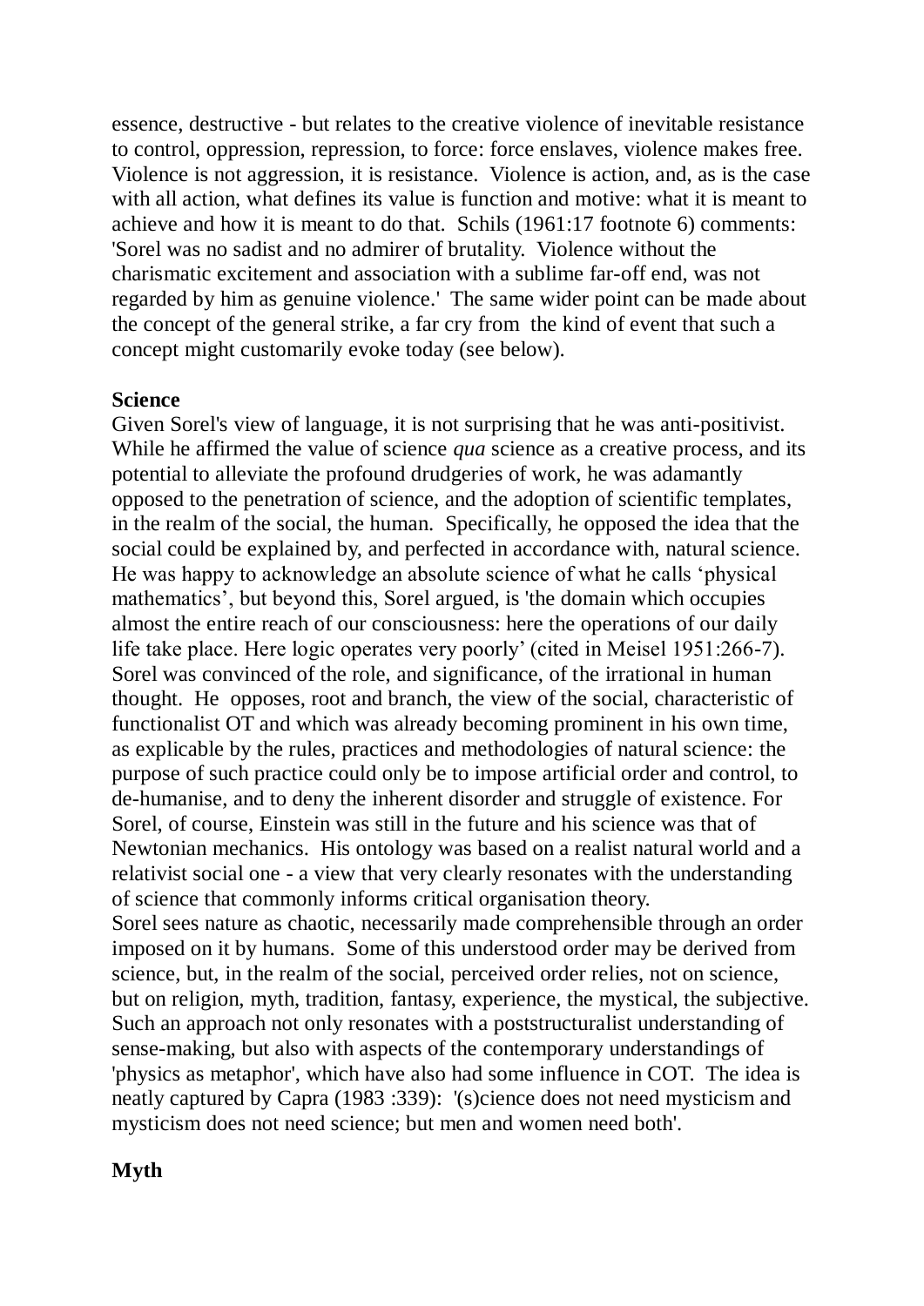essence, destructive - but relates to the creative violence of inevitable resistance to control, oppression, repression, to force: force enslaves, violence makes free. Violence is not aggression, it is resistance. Violence is action, and, as is the case with all action, what defines its value is function and motive: what it is meant to achieve and how it is meant to do that. Schils (1961:17 footnote 6) comments: 'Sorel was no sadist and no admirer of brutality. Violence without the charismatic excitement and association with a sublime far-off end, was not regarded by him as genuine violence.' The same wider point can be made about the concept of the general strike, a far cry from the kind of event that such a concept might customarily evoke today (see below).

**Science**

Given Sorel's view of language, it is not surprising that he was anti-positivist. While he affirmed the value of science *qua* science as a creative process, and its potential to alleviate the profound drudgeries of work, he was adamantly opposed to the penetration of science, and the adoption of scientific templates, in the realm of the social, the human. Specifically, he opposed the idea that the social could be explained by, and perfected in accordance with, natural science. He was happy to acknowledge an absolute science of what he calls 'physical mathematics', but beyond this, Sorel argued, is 'the domain which occupies almost the entire reach of our consciousness: here the operations of our daily life take place. Here logic operates very poorly' (cited in Meisel 1951:266-7). Sorel was convinced of the role, and significance, of the irrational in human thought. He opposes, root and branch, the view of the social, characteristic of functionalist OT and which was already becoming prominent in his own time, as explicable by the rules, practices and methodologies of natural science: the purpose of such practice could only be to impose artificial order and control, to de-humanise, and to deny the inherent disorder and struggle of existence. For Sorel, of course, Einstein was still in the future and his science was that of Newtonian mechanics. His ontology was based on a realist natural world and a relativist social one - a view that very clearly resonates with the understanding of science that commonly informs critical organisation theory.

Sorel sees nature as chaotic, necessarily made comprehensible through an order imposed on it by humans. Some of this understood order may be derived from science, but, in the realm of the social, perceived order relies, not on science, but on religion, myth, tradition, fantasy, experience, the mystical, the subjective. Such an approach not only resonates with a poststructuralist understanding of sense-making, but also with aspects of the contemporary understandings of 'physics as metaphor', which have also had some influence in COT. The idea is neatly captured by Capra (1983 :339): '(s)cience does not need mysticism and mysticism does not need science; but men and women need both'.

**Myth**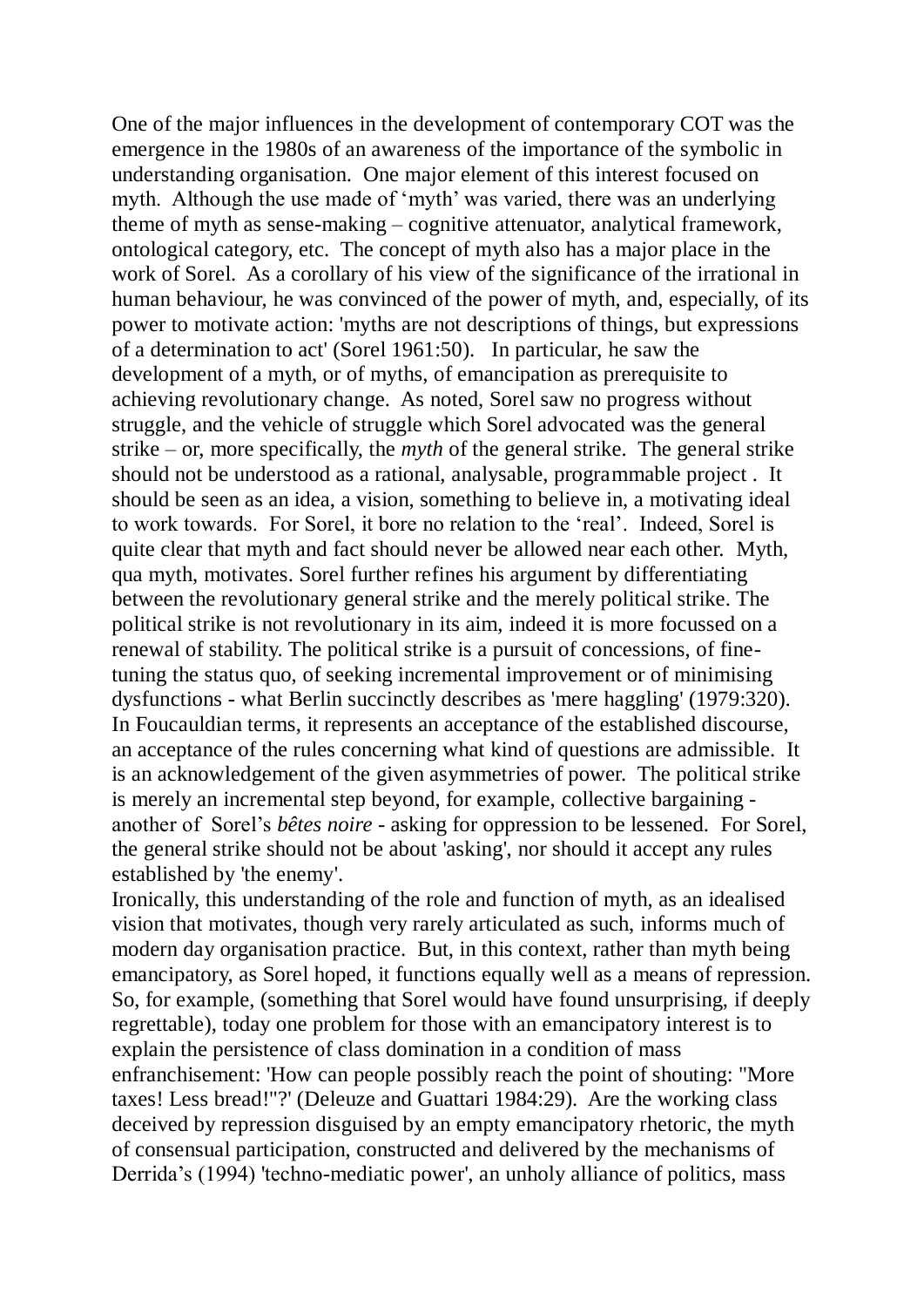One of the major influences in the development of contemporary COT was the emergence in the 1980s of an awareness of the importance of the symbolic in understanding organisation. One major element of this interest focused on myth. Although the use made of 'myth' was varied, there was an underlying theme of myth as sense-making – cognitive attenuator, analytical framework, ontological category, etc. The concept of myth also has a major place in the work of Sorel. As a corollary of his view of the significance of the irrational in human behaviour, he was convinced of the power of myth, and, especially, of its power to motivate action: 'myths are not descriptions of things, but expressions of a determination to act' (Sorel 1961:50). In particular, he saw the development of a myth, or of myths, of emancipation as prerequisite to achieving revolutionary change. As noted, Sorel saw no progress without struggle, and the vehicle of struggle which Sorel advocated was the general strike – or, more specifically, the *myth* of the general strike. The general strike should not be understood as a rational, analysable, programmable project . It should be seen as an idea, a vision, something to believe in, a motivating ideal to work towards. For Sorel, it bore no relation to the 'real'. Indeed, Sorel is quite clear that myth and fact should never be allowed near each other. Myth, qua myth, motivates. Sorel further refines his argument by differentiating between the revolutionary general strike and the merely political strike. The political strike is not revolutionary in its aim, indeed it is more focussed on a renewal of stability. The political strike is a pursuit of concessions, of fine-tuning the status quo, of seeking incremental improvement or of minimising dysfunctions - what Berlin succinctly describes as 'mere haggling' (1979:320). In Foucauldian terms, it represents an acceptance of the established discourse, an acceptance of the rules concerning what kind of questions are admissible. It is an acknowledgement of the given asymmetries of power. The political strike is merely an incremental step beyond, for example, collective bargaining - another of Sorel's *bêtes noire* - asking for oppression to be lessened. For Sorel, the general strike should not be about 'asking', nor should it accept any rules established by 'the enemy'.

Ironically, this understanding of the role and function of myth, as an idealised vision that motivates, though very rarely articulated as such, informs much of modern day organisation practice. But, in this context, rather than myth being emancipatory, as Sorel hoped, it functions equally well as a means of repression. So, for example, (something that Sorel would have found unsurprising, if deeply regrettable), today one problem for those with an emancipatory interest is to explain the persistence of class domination in a condition of mass enfranchisement: 'How can people possibly reach the point of shouting: "More taxes! Less bread!"?' (Deleuze and Guattari 1984:29). Are the working class deceived by repression disguised by an empty emancipatory rhetoric, the myth of consensual participation, constructed and delivered by the mechanisms of Derrida's (1994) 'techno-mediatic power', an unholy alliance of politics, mass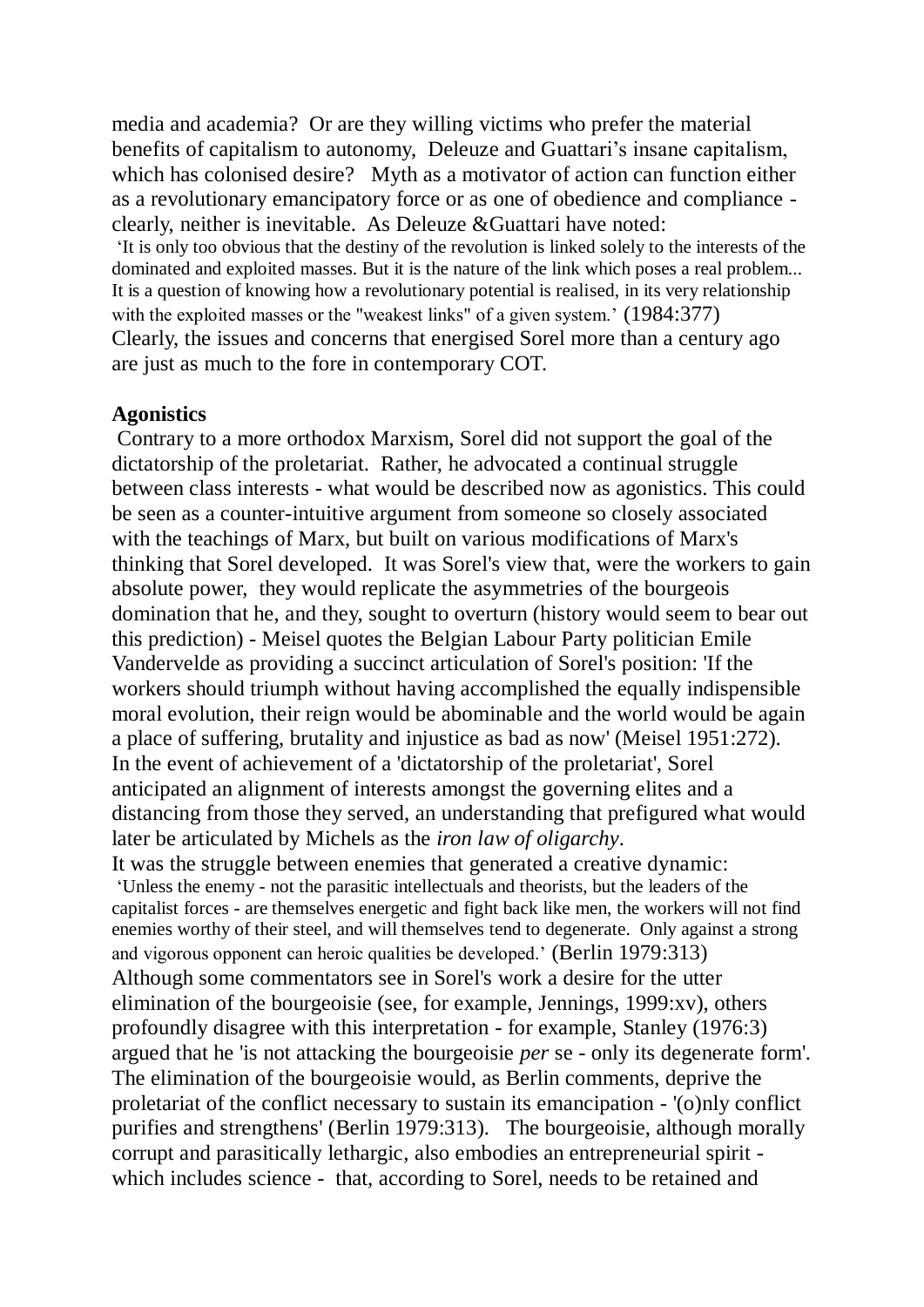media and academia? Or are they willing victims who prefer the material benefits of capitalism to autonomy, Deleuze and Guattari's insane capitalism, which has colonised desire? Myth as a motivator of action can function either as a revolutionary emancipatory force or as one of obedience and compliance - clearly, neither is inevitable. As Deleuze &Guattari have noted:

'It is only too obvious that the destiny of the revolution is linked solely to the interests of the dominated and exploited masses. But it is the nature of the link which poses a real problem... It is a question of knowing how a revolutionary potential is realised, in its very relationship with the exploited masses or the "weakest links" of a given system.' (1984:377)

Clearly, the issues and concerns that energised Sorel more than a century ago are just as much to the fore in contemporary COT.

**Agonistics**

Contrary to a more orthodox Marxism, Sorel did not support the goal of the dictatorship of the proletariat. Rather, he advocated a continual struggle between class interests - what would be described now as agonistics. This could be seen as a counter-intuitive argument from someone so closely associated with the teachings of Marx, but built on various modifications of Marx's thinking that Sorel developed. It was Sorel's view that, were the workers to gain absolute power, they would replicate the asymmetries of the bourgeois domination that he, and they, sought to overturn (history would seem to bear out this prediction) - Meisel quotes the Belgian Labour Party politician Emile Vandervelde as providing a succinct articulation of Sorel's position: 'If the workers should triumph without having accomplished the equally indispensible moral evolution, their reign would be abominable and the world would be again a place of suffering, brutality and injustice as bad as now' (Meisel 1951:272). In the event of achievement of a 'dictatorship of the proletariat', Sorel anticipated an alignment of interests amongst the governing elites and a distancing from those they served, an understanding that prefigured what would later be articulated by Michels as the *iron law of oligarchy*.

It was the struggle between enemies that generated a creative dynamic:

'Unless the enemy - not the parasitic intellectuals and theorists, but the leaders of the capitalist forces - are themselves energetic and fight back like men, the workers will not find enemies worthy of their steel, and will themselves tend to degenerate. Only against a strong and vigorous opponent can heroic qualities be developed.' (Berlin 1979:313)

Although some commentators see in Sorel's work a desire for the utter elimination of the bourgeoisie (see, for example, Jennings, 1999:xv), others profoundly disagree with this interpretation - for example, Stanley (1976:3) argued that he 'is not attacking the bourgeoisie *per* se - only its degenerate form'. The elimination of the bourgeoisie would, as Berlin comments, deprive the proletariat of the conflict necessary to sustain its emancipation - '(o)nly conflict purifies and strengthens' (Berlin 1979:313). The bourgeoisie, although morally corrupt and parasitically lethargic, also embodies an entrepreneurial spirit - which includes science - that, according to Sorel, needs to be retained and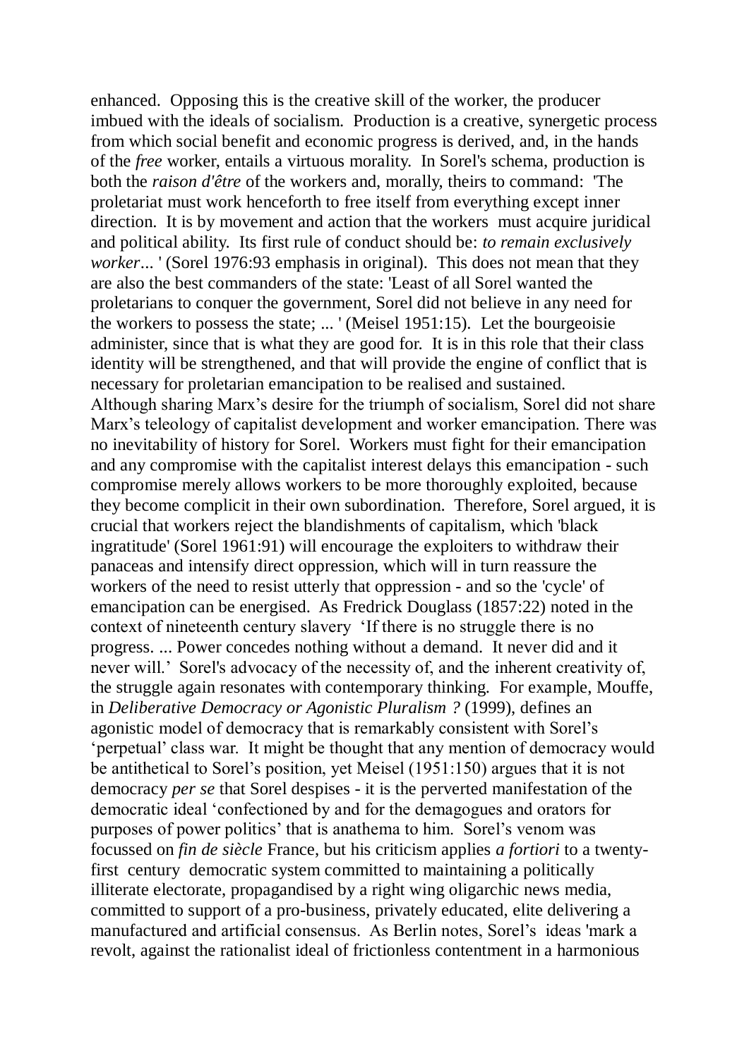enhanced. Opposing this is the creative skill of the worker, the producer imbued with the ideals of socialism. Production is a creative, synergetic process from which social benefit and economic progress is derived, and, in the hands of the *free* worker, entails a virtuous morality. In Sorel's schema, production is both the *raison d'être* of the workers and, morally, theirs to command: 'The proletariat must work henceforth to free itself from everything except inner direction. It is by movement and action that the workers must acquire juridical and political ability. Its first rule of conduct should be: *to remain exclusively worker*... ' (Sorel 1976:93 emphasis in original). This does not mean that they are also the best commanders of the state: 'Least of all Sorel wanted the proletarians to conquer the government, Sorel did not believe in any need for the workers to possess the state; ... ' (Meisel 1951:15). Let the bourgeoisie administer, since that is what they are good for. It is in this role that their class identity will be strengthened, and that will provide the engine of conflict that is necessary for proletarian emancipation to be realised and sustained.

Although sharing Marx's desire for the triumph of socialism, Sorel did not share Marx's teleology of capitalist development and worker emancipation. There was no inevitability of history for Sorel. Workers must fight for their emancipation and any compromise with the capitalist interest delays this emancipation - such compromise merely allows workers to be more thoroughly exploited, because they become complicit in their own subordination. Therefore, Sorel argued, it is crucial that workers reject the blandishments of capitalism, which 'black ingratitude' (Sorel 1961:91) will encourage the exploiters to withdraw their panaceas and intensify direct oppression, which will in turn reassure the workers of the need to resist utterly that oppression - and so the 'cycle' of emancipation can be energised. As Fredrick Douglass (1857:22) noted in the context of nineteenth century slavery 'If there is no struggle there is no progress. ... Power concedes nothing without a demand. It never did and it never will.' Sorel's advocacy of the necessity of, and the inherent creativity of, the struggle again resonates with contemporary thinking. For example, Mouffe, in *Deliberative Democracy or Agonistic Pluralism ?* (1999), defines an agonistic model of democracy that is remarkably consistent with Sorel's 'perpetual' class war. It might be thought that any mention of democracy would be antithetical to Sorel's position, yet Meisel (1951:150) argues that it is not democracy *per se* that Sorel despises - it is the perverted manifestation of the democratic ideal 'confectioned by and for the demagogues and orators for purposes of power politics' that is anathema to him. Sorel's venom was focussed on *fin de siècle* France, but his criticism applies *a fortiori* to a twenty-first century democratic system committed to maintaining a politically illiterate electorate, propagandised by a right wing oligarchic news media, committed to support of a pro-business, privately educated, elite delivering a manufactured and artificial consensus. As Berlin notes, Sorel's ideas 'mark a revolt, against the rationalist ideal of frictionless contentment in a harmonious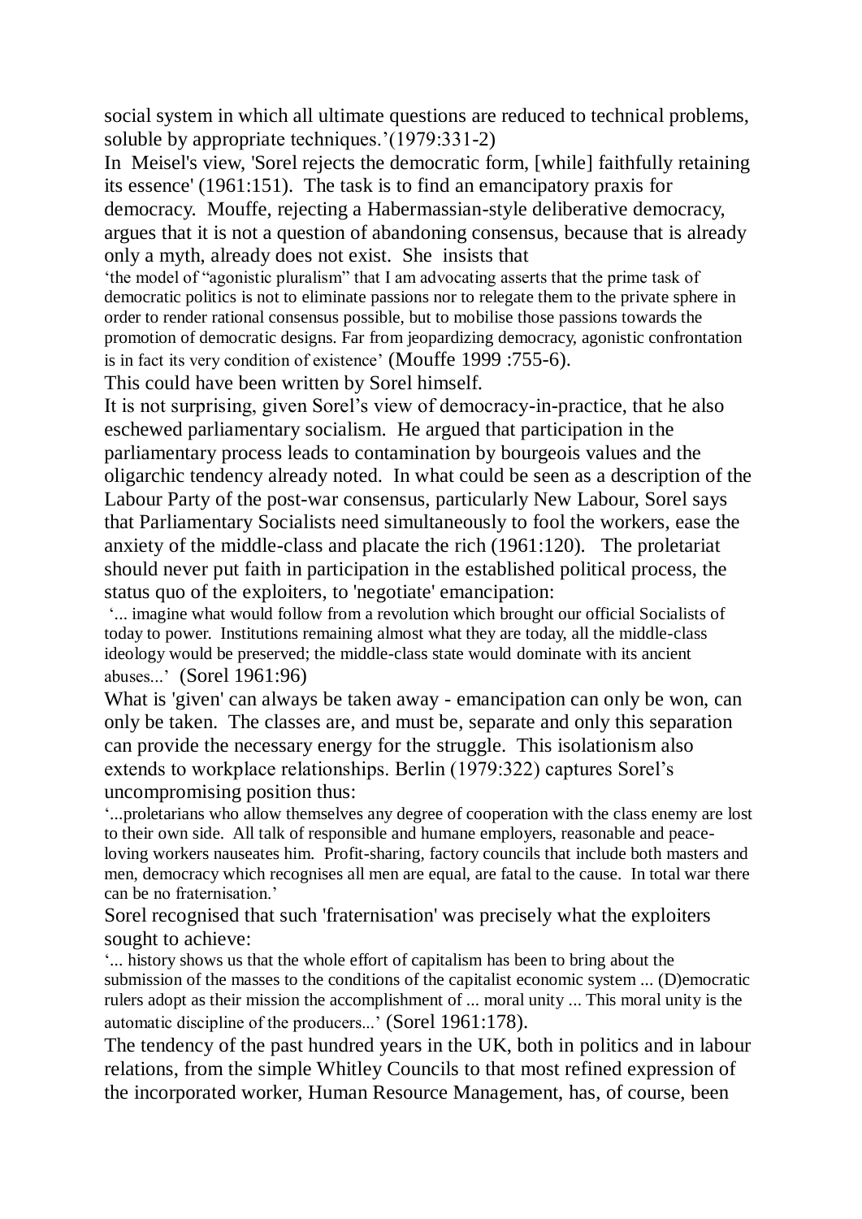social system in which all ultimate questions are reduced to technical problems, soluble by appropriate techniques.'(1979:331-2)

In Meisel's view, 'Sorel rejects the democratic form, [while] faithfully retaining its essence' (1961:151). The task is to find an emancipatory praxis for democracy. Mouffe, rejecting a Habermassian-style deliberative democracy, argues that it is not a question of abandoning consensus, because that is already only a myth, already does not exist. She insists that

> 'the model of "agonistic pluralism" that I am advocating asserts that the prime task of democratic politics is not to eliminate passions nor to relegate them to the private sphere in order to render rational consensus possible, but to mobilise those passions towards the promotion of democratic designs. Far from jeopardizing democracy, agonistic confrontation is in fact its very condition of existence' (Mouffe 1999 :755-6).

This could have been written by Sorel himself.

It is not surprising, given Sorel's view of democracy-in-practice, that he also eschewed parliamentary socialism. He argued that participation in the parliamentary process leads to contamination by bourgeois values and the oligarchic tendency already noted. In what could be seen as a description of the Labour Party of the post-war consensus, particularly New Labour, Sorel says that Parliamentary Socialists need simultaneously to fool the workers, ease the anxiety of the middle-class and placate the rich (1961:120). The proletariat should never put faith in participation in the established political process, the status quo of the exploiters, to 'negotiate' emancipation:

> '... imagine what would follow from a revolution which brought our official Socialists of today to power. Institutions remaining almost what they are today, all the middle-class ideology would be preserved; the middle-class state would dominate with its ancient abuses...' (Sorel 1961:96)

What is 'given' can always be taken away - emancipation can only be won, can only be taken. The classes are, and must be, separate and only this separation can provide the necessary energy for the struggle. This isolationism also extends to workplace relationships. Berlin (1979:322) captures Sorel's uncompromising position thus:

> '...proletarians who allow themselves any degree of cooperation with the class enemy are lost to their own side. All talk of responsible and humane employers, reasonable and peace-loving workers nauseates him. Profit-sharing, factory councils that include both masters and men, democracy which recognises all men are equal, are fatal to the cause. In total war there can be no fraternisation.'

Sorel recognised that such 'fraternisation' was precisely what the exploiters sought to achieve:

> '... history shows us that the whole effort of capitalism has been to bring about the submission of the masses to the conditions of the capitalist economic system ... (D)emocratic rulers adopt as their mission the accomplishment of ... moral unity ... This moral unity is the automatic discipline of the producers...' (Sorel 1961:178).

The tendency of the past hundred years in the UK, both in politics and in labour relations, from the simple Whitley Councils to that most refined expression of the incorporated worker, Human Resource Management, has, of course, been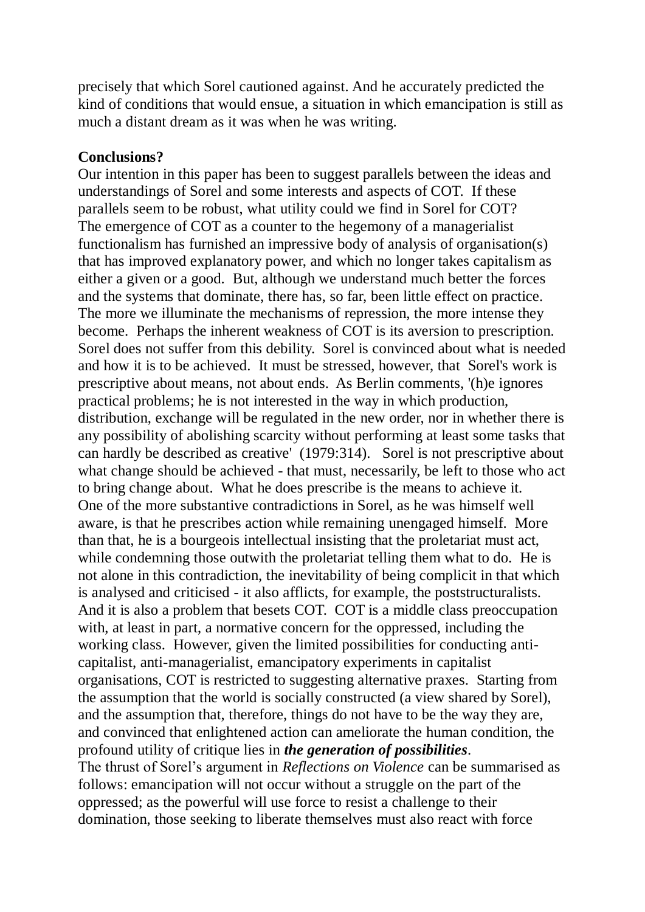precisely that which Sorel cautioned against. And he accurately predicted the kind of conditions that would ensue, a situation in which emancipation is still as much a distant dream as it was when he was writing.

**Conclusions?**

Our intention in this paper has been to suggest parallels between the ideas and understandings of Sorel and some interests and aspects of COT. If these parallels seem to be robust, what utility could we find in Sorel for COT?

The emergence of COT as a counter to the hegemony of a managerialist functionalism has furnished an impressive body of analysis of organisation(s) that has improved explanatory power, and which no longer takes capitalism as either a given or a good. But, although we understand much better the forces and the systems that dominate, there has, so far, been little effect on practice. The more we illuminate the mechanisms of repression, the more intense they become. Perhaps the inherent weakness of COT is its aversion to prescription. Sorel does not suffer from this debility. Sorel is convinced about what is needed and how it is to be achieved. It must be stressed, however, that Sorel's work is prescriptive about means, not about ends. As Berlin comments, '(h)e ignores practical problems; he is not interested in the way in which production, distribution, exchange will be regulated in the new order, nor in whether there is any possibility of abolishing scarcity without performing at least some tasks that can hardly be described as creative' (1979:314). Sorel is not prescriptive about what change should be achieved - that must, necessarily, be left to those who act to bring change about. What he does prescribe is the means to achieve it.

One of the more substantive contradictions in Sorel, as he was himself well aware, is that he prescribes action while remaining unengaged himself. More than that, he is a bourgeois intellectual insisting that the proletariat must act, while condemning those outwith the proletariat telling them what to do. He is not alone in this contradiction, the inevitability of being complicit in that which is analysed and criticised - it also afflicts, for example, the poststructuralists. And it is also a problem that besets COT. COT is a middle class preoccupation with, at least in part, a normative concern for the oppressed, including the working class. However, given the limited possibilities for conducting anti-capitalist, anti-managerialist, emancipatory experiments in capitalist organisations, COT is restricted to suggesting alternative praxes. Starting from the assumption that the world is socially constructed (a view shared by Sorel), and the assumption that, therefore, things do not have to be the way they are, and convinced that enlightened action can ameliorate the human condition, the profound utility of critique lies in ***the generation of possibilities***.

The thrust of Sorel's argument in *Reflections on Violence* can be summarised as follows: emancipation will not occur without a struggle on the part of the oppressed; as the powerful will use force to resist a challenge to their domination, those seeking to liberate themselves must also react with force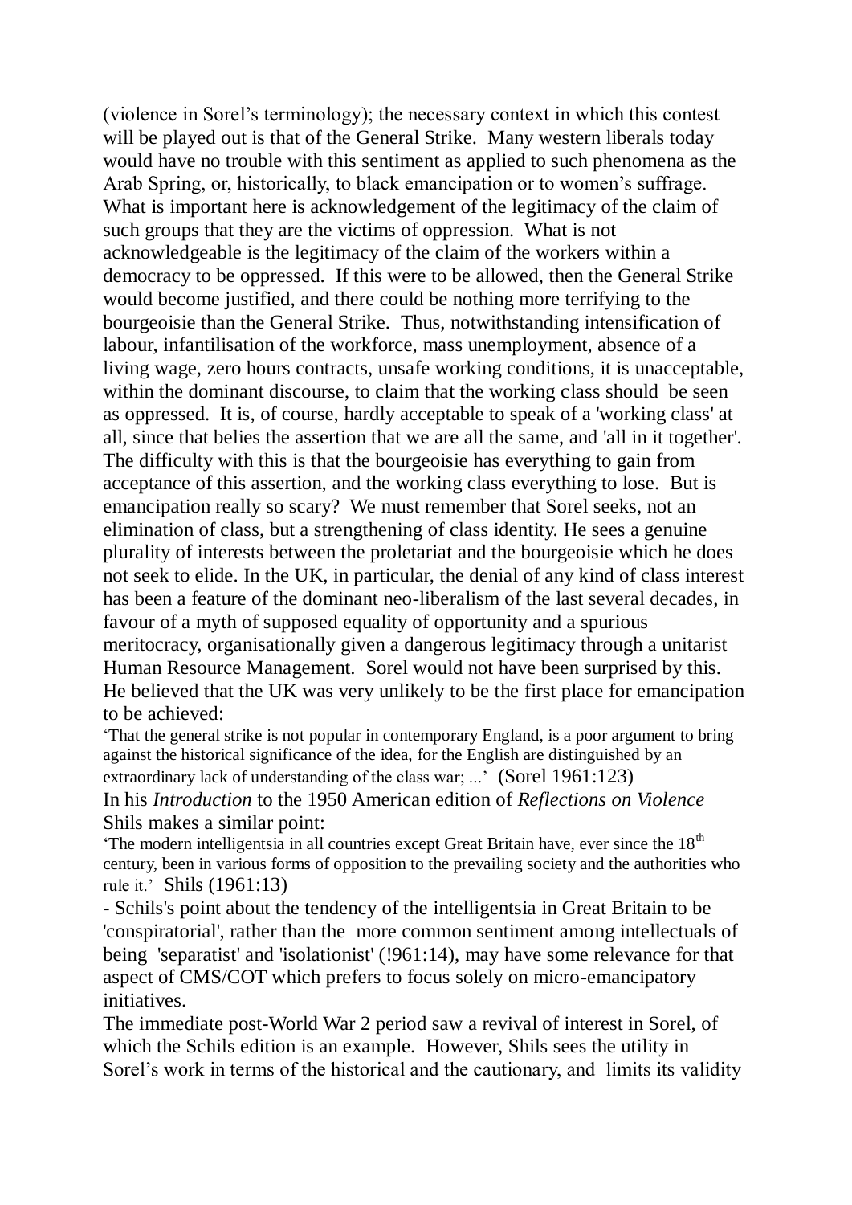(violence in Sorel's terminology); the necessary context in which this contest will be played out is that of the General Strike. Many western liberals today would have no trouble with this sentiment as applied to such phenomena as the Arab Spring, or, historically, to black emancipation or to women's suffrage. What is important here is acknowledgement of the legitimacy of the claim of such groups that they are the victims of oppression. What is not acknowledgeable is the legitimacy of the claim of the workers within a democracy to be oppressed. If this were to be allowed, then the General Strike would become justified, and there could be nothing more terrifying to the bourgeoisie than the General Strike. Thus, notwithstanding intensification of labour, infantilisation of the workforce, mass unemployment, absence of a living wage, zero hours contracts, unsafe working conditions, it is unacceptable, within the dominant discourse, to claim that the working class should be seen as oppressed. It is, of course, hardly acceptable to speak of a 'working class' at all, since that belies the assertion that we are all the same, and 'all in it together'. The difficulty with this is that the bourgeoisie has everything to gain from acceptance of this assertion, and the working class everything to lose. But is emancipation really so scary? We must remember that Sorel seeks, not an elimination of class, but a strengthening of class identity. He sees a genuine plurality of interests between the proletariat and the bourgeoisie which he does not seek to elide. In the UK, in particular, the denial of any kind of class interest has been a feature of the dominant neo-liberalism of the last several decades, in favour of a myth of supposed equality of opportunity and a spurious meritocracy, organisationally given a dangerous legitimacy through a unitarist Human Resource Management. Sorel would not have been surprised by this. He believed that the UK was very unlikely to be the first place for emancipation to be achieved:

'That the general strike is not popular in contemporary England, is a poor argument to bring against the historical significance of the idea, for the English are distinguished by an extraordinary lack of understanding of the class war; ...' (Sorel 1961:123)

In his *Introduction* to the 1950 American edition of *Reflections on Violence* Shils makes a similar point:

'The modern intelligentsia in all countries except Great Britain have, ever since the 18th century, been in various forms of opposition to the prevailing society and the authorities who rule it.' Shils (1961:13)

- Schils's point about the tendency of the intelligentsia in Great Britain to be 'conspiratorial', rather than the more common sentiment among intellectuals of being 'separatist' and 'isolationist' (!961:14), may have some relevance for that aspect of CMS/COT which prefers to focus solely on micro-emancipatory initiatives.

The immediate post-World War 2 period saw a revival of interest in Sorel, of which the Schils edition is an example. However, Shils sees the utility in Sorel's work in terms of the historical and the cautionary, and limits its validity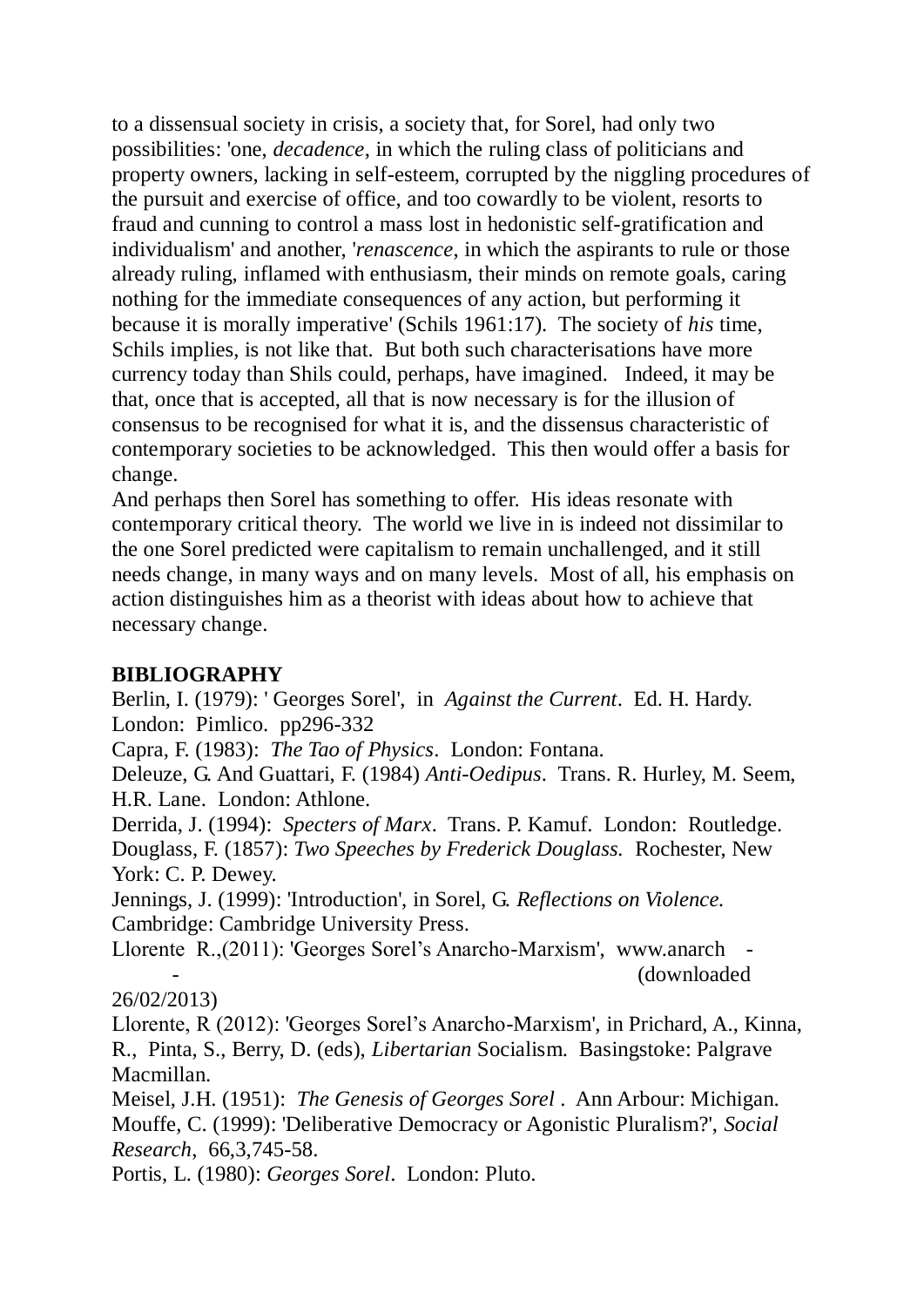to a dissensual society in crisis, a society that, for Sorel, had only two possibilities: 'one, *decadence*, in which the ruling class of politicians and property owners, lacking in self-esteem, corrupted by the niggling procedures of the pursuit and exercise of office, and too cowardly to be violent, resorts to fraud and cunning to control a mass lost in hedonistic self-gratification and individualism' and another, '*renascence*, in which the aspirants to rule or those already ruling, inflamed with enthusiasm, their minds on remote goals, caring nothing for the immediate consequences of any action, but performing it because it is morally imperative' (Schils 1961:17). The society of *his* time, Schils implies, is not like that. But both such characterisations have more currency today than Shils could, perhaps, have imagined. Indeed, it may be that, once that is accepted, all that is now necessary is for the illusion of consensus to be recognised for what it is, and the dissensus characteristic of contemporary societies to be acknowledged. This then would offer a basis for change.

And perhaps then Sorel has something to offer. His ideas resonate with contemporary critical theory. The world we live in is indeed not dissimilar to the one Sorel predicted were capitalism to remain unchallenged, and it still needs change, in many ways and on many levels. Most of all, his emphasis on action distinguishes him as a theorist with ideas about how to achieve that necessary change.

**BIBLIOGRAPHY**

Berlin, I. (1979): ' Georges Sorel', in *Against the Current*. Ed. H. Hardy. London: Pimlico. pp296-332

Capra, F. (1983): *The Tao of Physics*. London: Fontana.

Deleuze, G. And Guattari, F. (1984) *Anti-Oedipus*. Trans. R. Hurley, M. Seem, H.R. Lane. London: Athlone.

Derrida, J. (1994): *Specters of Marx*. Trans. P. Kamuf. London: Routledge.

Douglass, F. (1857): *Two Speeches by Frederick Douglass.* Rochester, New York: C. P. Dewey.

Jennings, J. (1999): 'Introduction', in Sorel, G. *Reflections on Violence.* Cambridge: Cambridge University Press.

Llorente R.,(2011): 'Georges Sorel's Anarcho-Marxism', www.anarch - - (downloaded 26/02/2013)

Llorente, R (2012): 'Georges Sorel's Anarcho-Marxism', in Prichard, A., Kinna, R., Pinta, S., Berry, D. (eds), *Libertarian* Socialism. Basingstoke: Palgrave Macmillan.

Meisel, J.H. (1951): *The Genesis of Georges Sorel* . Ann Arbour: Michigan.

Mouffe, C. (1999): 'Deliberative Democracy or Agonistic Pluralism?', *Social Research,* 66,3,745-58.

Portis, L. (1980): *Georges Sorel*. London: Pluto.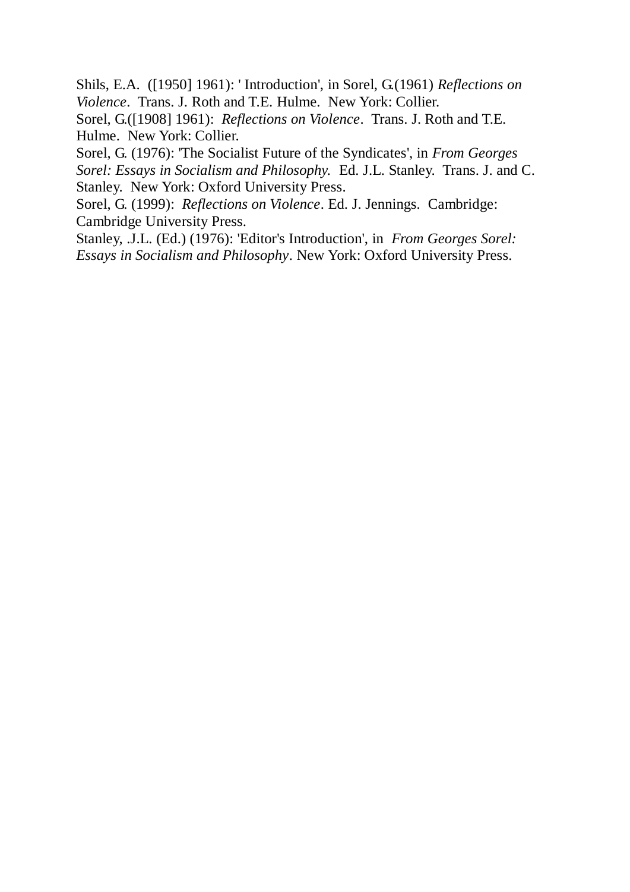Shils, E.A. ([1950] 1961): ' Introduction', in Sorel, G.(1961) *Reflections on Violence*. Trans. J. Roth and T.E. Hulme. New York: Collier.

Sorel, G.([1908] 1961): *Reflections on Violence*. Trans. J. Roth and T.E. Hulme. New York: Collier.

Sorel, G. (1976): 'The Socialist Future of the Syndicates', in *From Georges Sorel: Essays in Socialism and Philosophy.* Ed. J.L. Stanley. Trans. J. and C. Stanley. New York: Oxford University Press.

Sorel, G. (1999): *Reflections on Violence*. Ed. J. Jennings. Cambridge: Cambridge University Press.

Stanley, .J.L. (Ed.) (1976): 'Editor's Introduction', in *From Georges Sorel: Essays in Socialism and Philosophy*. New York: Oxford University Press.